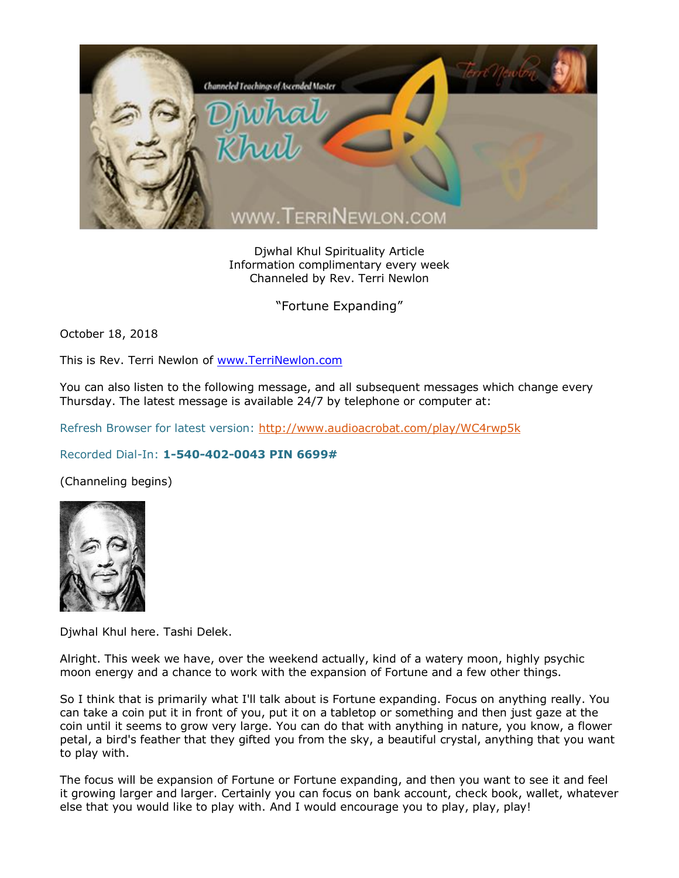Djwhal Khul Spirituality Article
Information complimentary every week
Channeled by Rev. Terri Newlon

## "Fortune Expanding"

October 18, 2018

This is Rev. Terri Newlon of www.TerriNewlon.com

You can also listen to the following message, and all subsequent messages which change every Thursday. The latest message is available 24/7 by telephone or computer at:

Refresh Browser for latest version: http://www.audioacrobat.com/play/WC4rwp5k

Recorded Dial-In: **1-540-402-0043 PIN 6699#**

(Channeling begins)

Djwhal Khul here. Tashi Delek.

Alright. This week we have, over the weekend actually, kind of a watery moon, highly psychic moon energy and a chance to work with the expansion of Fortune and a few other things.

So I think that is primarily what I'll talk about is Fortune expanding. Focus on anything really. You can take a coin put it in front of you, put it on a tabletop or something and then just gaze at the coin until it seems to grow very large. You can do that with anything in nature, you know, a flower petal, a bird's feather that they gifted you from the sky, a beautiful crystal, anything that you want to play with.

The focus will be expansion of Fortune or Fortune expanding, and then you want to see it and feel it growing larger and larger. Certainly you can focus on bank account, check book, wallet, whatever else that you would like to play with. And I would encourage you to play, play, play!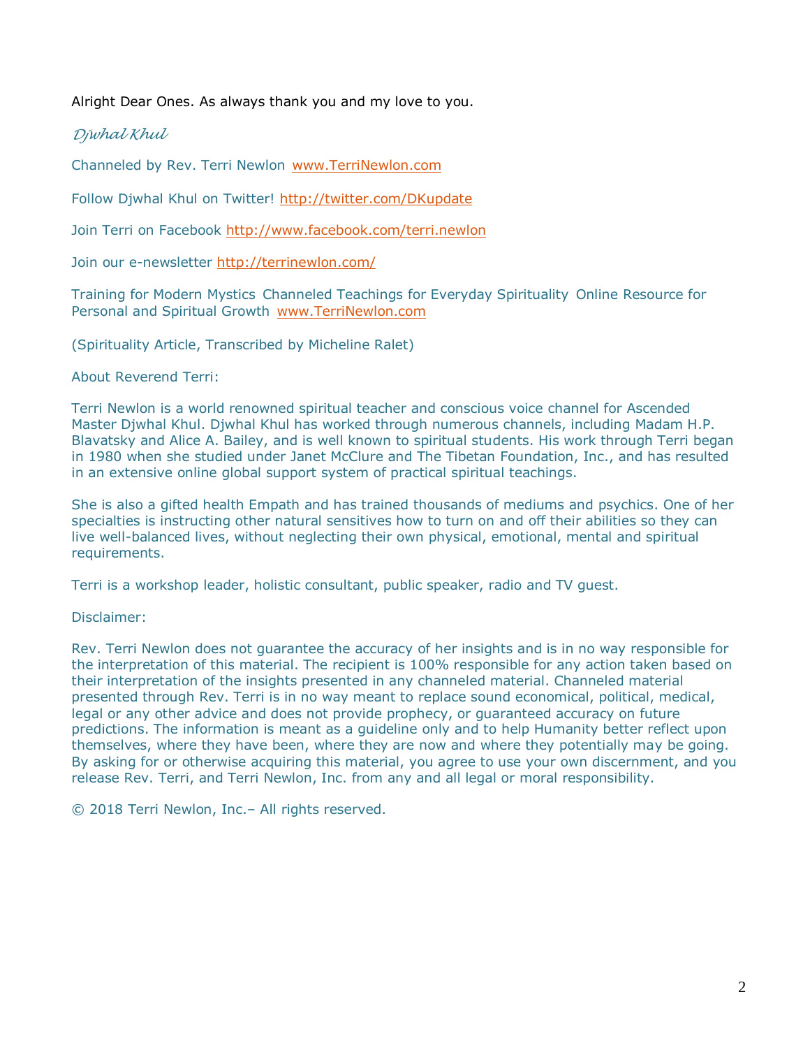Alright Dear Ones. As always thank you and my love to you.

*Djwhal Khul*

Channeled by Rev. Terri Newlon [www.TerriNewlon.com](http://www.TerriNewlon.com)

Follow Djwhal Khul on Twitter! [http://twitter.com/DKupdate](http://twitter.com/DKupdate)

Join Terri on Facebook [http://www.facebook.com/terri.newlon](http://www.facebook.com/terri.newlon)

Join our e-newsletter [http://terrinewlon.com/](http://terrinewlon.com/)

Training for Modern Mystics Channeled Teachings for Everyday Spirituality Online Resource for Personal and Spiritual Growth [www.TerriNewlon.com](http://www.TerriNewlon.com)

(Spirituality Article, Transcribed by Micheline Ralet)

About Reverend Terri:

Terri Newlon is a world renowned spiritual teacher and conscious voice channel for Ascended Master Djwhal Khul. Djwhal Khul has worked through numerous channels, including Madam H.P. Blavatsky and Alice A. Bailey, and is well known to spiritual students. His work through Terri began in 1980 when she studied under Janet McClure and The Tibetan Foundation, Inc., and has resulted in an extensive online global support system of practical spiritual teachings.

She is also a gifted health Empath and has trained thousands of mediums and psychics. One of her specialties is instructing other natural sensitives how to turn on and off their abilities so they can live well-balanced lives, without neglecting their own physical, emotional, mental and spiritual requirements.

Terri is a workshop leader, holistic consultant, public speaker, radio and TV guest.

Disclaimer:

Rev. Terri Newlon does not guarantee the accuracy of her insights and is in no way responsible for the interpretation of this material. The recipient is 100% responsible for any action taken based on their interpretation of the insights presented in any channeled material. Channeled material presented through Rev. Terri is in no way meant to replace sound economical, political, medical, legal or any other advice and does not provide prophecy, or guaranteed accuracy on future predictions. The information is meant as a guideline only and to help Humanity better reflect upon themselves, where they have been, where they are now and where they potentially may be going. By asking for or otherwise acquiring this material, you agree to use your own discernment, and you release Rev. Terri, and Terri Newlon, Inc. from any and all legal or moral responsibility.

© 2018 Terri Newlon, Inc.– All rights reserved.